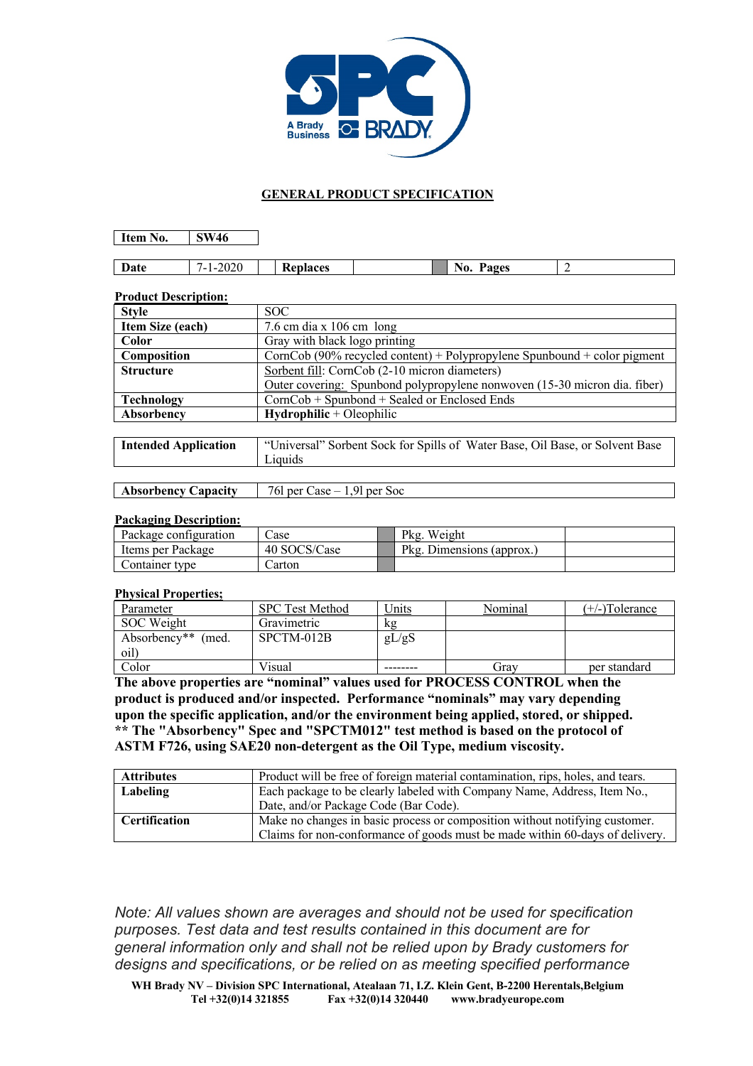## GENERAL PRODUCT SPECIFICATION

| **Item No.** | **SW46** |
|---|---|

| **Date** | 7-1-2020 | **Replaces** | | **No. Pages** | 2 |
|---|---|---|---|---|---|

**Product Description:**

| | |
|---|---|
| **Style** | SOC |
| **Item Size (each)** | 7.6 cm dia x 106 cm long |
| **Color** | Gray with black logo printing |
| **Composition** | CornCob (90% recycled content) + Polypropylene Spunbound + color pigment |
| **Structure** | Sorbent fill: CornCob (2-10 micron diameters)<br>Outer covering: Spunbond polypropylene nonwoven (15-30 micron dia. fiber) |
| **Technology** | CornCob + Spunbond + Sealed or Enclosed Ends |
| **Absorbency** | **Hydrophilic** + Oleophilic |

| **Intended Application** | "Universal" Sorbent Sock for Spills of Water Base, Oil Base, or Solvent Base Liquids |
|---|---|

| **Absorbency Capacity** | 76l per Case – 1,9l per Soc |
|---|---|

**Packaging Description:**

| | | | | |
|---|---|---|---|---|
| Package configuration | Case | | Pkg. Weight | |
| Items per Package | 40 SOCS/Case | | Pkg. Dimensions (approx.) | |
| Container type | Carton | | | |

**Physical Properties;**

| Parameter | SPC Test Method | Units | Nominal | (+/-)Tolerance |
|---|---|---|---|---|
| SOC Weight | Gravimetric | kg | | |
| Absorbency** (med. oil) | SPCTM-012B | gL/gS | | |
| Color | Visual | -------- | Gray | per standard |

**The above properties are "nominal" values used for PROCESS CONTROL when the product is produced and/or inspected. Performance "nominals" may vary depending upon the specific application, and/or the environment being applied, stored, or shipped.**
**** The "Absorbency" Spec and "SPCTM012" test method is based on the protocol of ASTM F726, using SAE20 non-detergent as the Oil Type, medium viscosity.**

| | |
|---|---|
| **Attributes** | Product will be free of foreign material contamination, rips, holes, and tears. |
| **Labeling** | Each package to be clearly labeled with Company Name, Address, Item No., Date, and/or Package Code (Bar Code). |
| **Certification** | Make no changes in basic process or composition without notifying customer. Claims for non-conformance of goods must be made within 60-days of delivery. |

*Note: All values shown are averages and should not be used for specification purposes. Test data and test results contained in this document are for general information only and shall not be relied upon by Brady customers for designs and specifications, or be relied on as meeting specified performance*

**WH Brady NV – Division SPC International, Atealaan 71, I.Z. Klein Gent, B-2200 Herentals,Belgium**
**Tel +32(0)14 321855 Fax +32(0)14 320440 www.bradyeurope.com**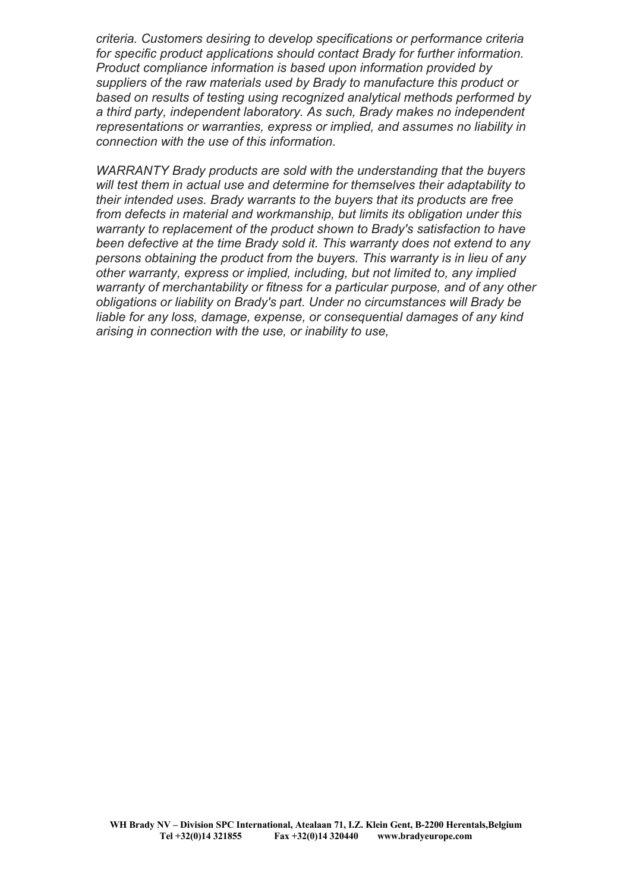*criteria. Customers desiring to develop specifications or performance criteria for specific product applications should contact Brady for further information. Product compliance information is based upon information provided by suppliers of the raw materials used by Brady to manufacture this product or based on results of testing using recognized analytical methods performed by a third party, independent laboratory. As such, Brady makes no independent representations or warranties, express or implied, and assumes no liability in connection with the use of this information.*

*WARRANTY Brady products are sold with the understanding that the buyers will test them in actual use and determine for themselves their adaptability to their intended uses. Brady warrants to the buyers that its products are free from defects in material and workmanship, but limits its obligation under this warranty to replacement of the product shown to Brady's satisfaction to have been defective at the time Brady sold it. This warranty does not extend to any persons obtaining the product from the buyers. This warranty is in lieu of any other warranty, express or implied, including, but not limited to, any implied warranty of merchantability or fitness for a particular purpose, and of any other obligations or liability on Brady's part. Under no circumstances will Brady be liable for any loss, damage, expense, or consequential damages of any kind arising in connection with the use, or inability to use,*